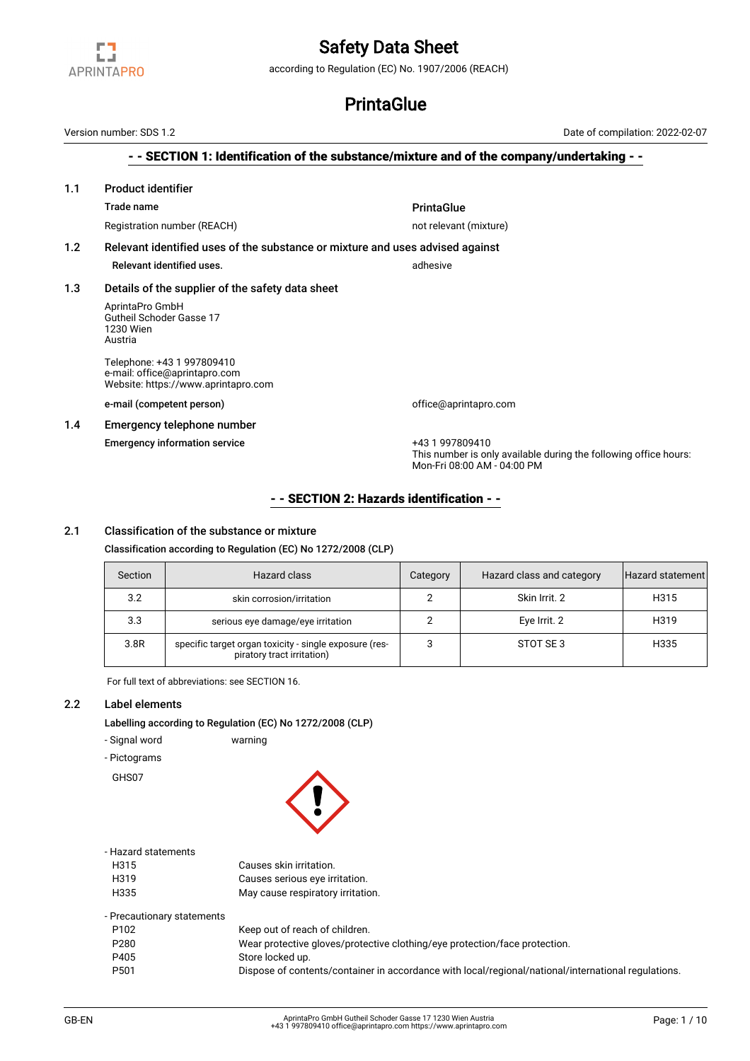# Safety Data Sheet

according to Regulation (EC) No. 1907/2006 (REACH)

# PrintaGlue

Version number: SDS 1.2

Date of compilation: 2022-02-07

## - - SECTION 1: Identification of the substance/mixture and of the company/undertaking - -

### 1.1 Product identifier

**Trade name** PrintaGlue

Registration number (REACH) not relevant (mixture)

### 1.2 Relevant identified uses of the substance or mixture and uses advised against

**Relevant identified uses.** adhesive

### 1.3 Details of the supplier of the safety data sheet

AprintaPro GmbH
Gutheil Schoder Gasse 17
1230 Wien
Austria

Telephone: +43 1 997809410
e-mail: office@aprintapro.com
Website: https://www.aprintapro.com

**e-mail (competent person)** office@aprintapro.com

### 1.4 Emergency telephone number

**Emergency information service** +43 1 997809410
This number is only available during the following office hours: Mon-Fri 08:00 AM - 04:00 PM

## - - SECTION 2: Hazards identification - -

### 2.1 Classification of the substance or mixture

**Classification according to Regulation (EC) No 1272/2008 (CLP)**

| Section | Hazard class | Category | Hazard class and category | Hazard statement |
|---|---|---|---|---|
| 3.2 | skin corrosion/irritation | 2 | Skin Irrit. 2 | H315 |
| 3.3 | serious eye damage/eye irritation | 2 | Eye Irrit. 2 | H319 |
| 3.8R | specific target organ toxicity - single exposure (respiratory tract irritation) | 3 | STOT SE 3 | H335 |

For full text of abbreviations: see SECTION 16.

### 2.2 Label elements

**Labelling according to Regulation (EC) No 1272/2008 (CLP)**

- Signal word warning
- Pictograms

GHS07

- Hazard statements

| | |
|---|---|
| H315 | Causes skin irritation. |
| H319 | Causes serious eye irritation. |
| H335 | May cause respiratory irritation. |

- Precautionary statements

| | |
|---|---|
| P102 | Keep out of reach of children. |
| P280 | Wear protective gloves/protective clothing/eye protection/face protection. |
| P405 | Store locked up. |
| P501 | Dispose of contents/container in accordance with local/regional/national/international regulations. |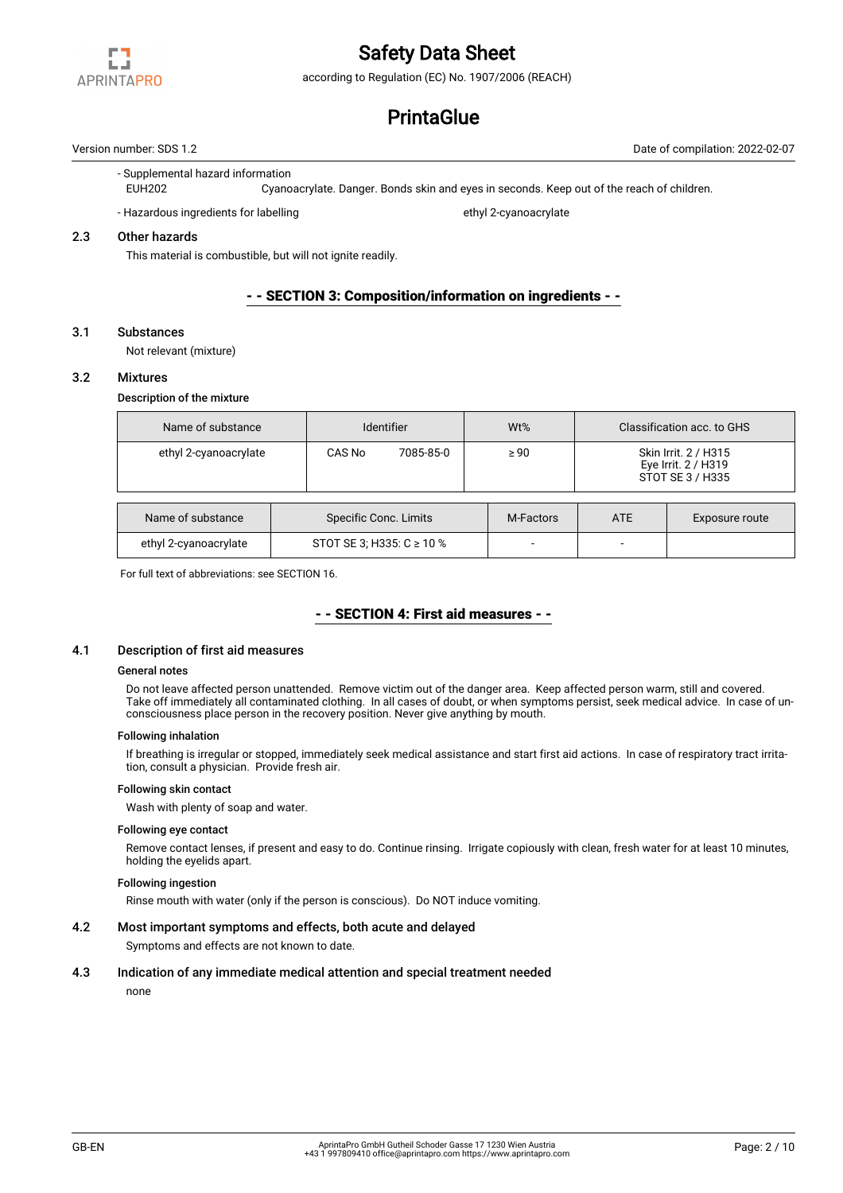- Supplemental hazard information

EUH202 Cyanoacrylate. Danger. Bonds skin and eyes in seconds. Keep out of the reach of children.

- Hazardous ingredients for labelling ethyl 2-cyanoacrylate

### 2.3 Other hazards

This material is combustible, but will not ignite readily.

## - - SECTION 3: Composition/information on ingredients - -

### 3.1 Substances

Not relevant (mixture)

### 3.2 Mixtures

**Description of the mixture**

| Name of substance | Identifier | Wt% | Classification acc. to GHS |
|---|---|---|---|
| ethyl 2-cyanoacrylate | CAS No 7085-85-0 | ≥ 90 | Skin Irrit. 2 / H315<br>Eye Irrit. 2 / H319<br>STOT SE 3 / H335 |

| Name of substance | Specific Conc. Limits | M-Factors | ATE | Exposure route |
|---|---|---|---|---|
| ethyl 2-cyanoacrylate | STOT SE 3; H335: C ≥ 10 % | - | - | |

For full text of abbreviations: see SECTION 16.

## - - SECTION 4: First aid measures - -

### 4.1 Description of first aid measures

**General notes**

Do not leave affected person unattended. Remove victim out of the danger area. Keep affected person warm, still and covered. Take off immediately all contaminated clothing. In all cases of doubt, or when symptoms persist, seek medical advice. In case of unconsciousness place person in the recovery position. Never give anything by mouth.

**Following inhalation**

If breathing is irregular or stopped, immediately seek medical assistance and start first aid actions. In case of respiratory tract irritation, consult a physician. Provide fresh air.

**Following skin contact**

Wash with plenty of soap and water.

**Following eye contact**

Remove contact lenses, if present and easy to do. Continue rinsing. Irrigate copiously with clean, fresh water for at least 10 minutes, holding the eyelids apart.

**Following ingestion**

Rinse mouth with water (only if the person is conscious). Do NOT induce vomiting.

### 4.2 Most important symptoms and effects, both acute and delayed

Symptoms and effects are not known to date.

### 4.3 Indication of any immediate medical attention and special treatment needed

none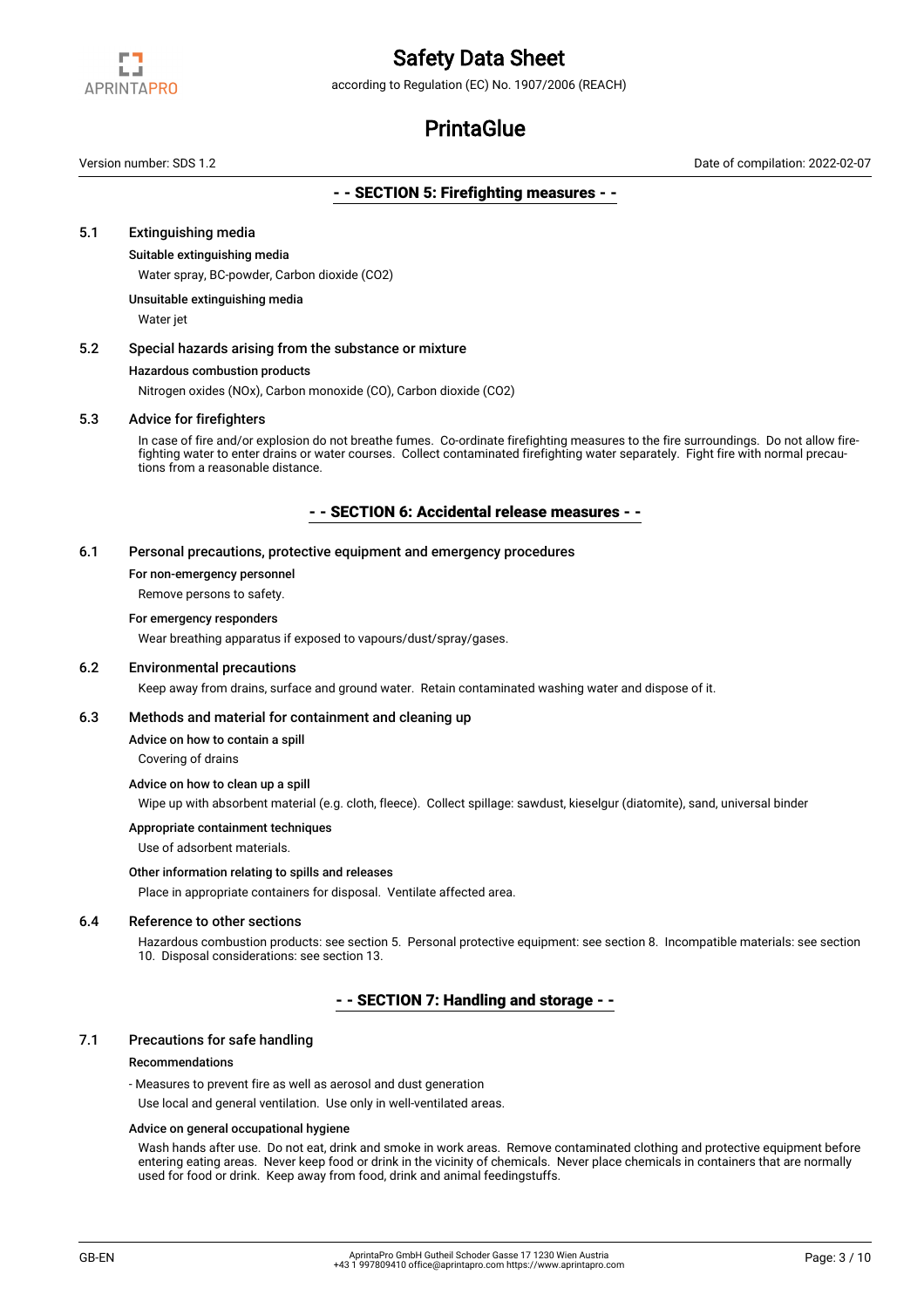## - - SECTION 5: Firefighting measures - -

### 5.1 Extinguishing media

**Suitable extinguishing media**

Water spray, BC-powder, Carbon dioxide ($CO_2$)

**Unsuitable extinguishing media**

Water jet

### 5.2 Special hazards arising from the substance or mixture

**Hazardous combustion products**

Nitrogen oxides (NOx), Carbon monoxide (CO), Carbon dioxide ($CO_2$)

### 5.3 Advice for firefighters

In case of fire and/or explosion do not breathe fumes. Co-ordinate firefighting measures to the fire surroundings. Do not allow fire-fighting water to enter drains or water courses. Collect contaminated firefighting water separately. Fight fire with normal precautions from a reasonable distance.

## - - SECTION 6: Accidental release measures - -

### 6.1 Personal precautions, protective equipment and emergency procedures

**For non-emergency personnel**

Remove persons to safety.

**For emergency responders**

Wear breathing apparatus if exposed to vapours/dust/spray/gases.

### 6.2 Environmental precautions

Keep away from drains, surface and ground water. Retain contaminated washing water and dispose of it.

### 6.3 Methods and material for containment and cleaning up

**Advice on how to contain a spill**

Covering of drains

**Advice on how to clean up a spill**

Wipe up with absorbent material (e.g. cloth, fleece). Collect spillage: sawdust, kieselgur (diatomite), sand, universal binder

**Appropriate containment techniques**

Use of adsorbent materials.

**Other information relating to spills and releases**

Place in appropriate containers for disposal. Ventilate affected area.

### 6.4 Reference to other sections

Hazardous combustion products: see section 5. Personal protective equipment: see section 8. Incompatible materials: see section 10. Disposal considerations: see section 13.

## - - SECTION 7: Handling and storage - -

### 7.1 Precautions for safe handling

**Recommendations**

- Measures to prevent fire as well as aerosol and dust generation

Use local and general ventilation. Use only in well-ventilated areas.

**Advice on general occupational hygiene**

Wash hands after use. Do not eat, drink and smoke in work areas. Remove contaminated clothing and protective equipment before entering eating areas. Never keep food or drink in the vicinity of chemicals. Never place chemicals in containers that are normally used for food or drink. Keep away from food, drink and animal feedingstuffs.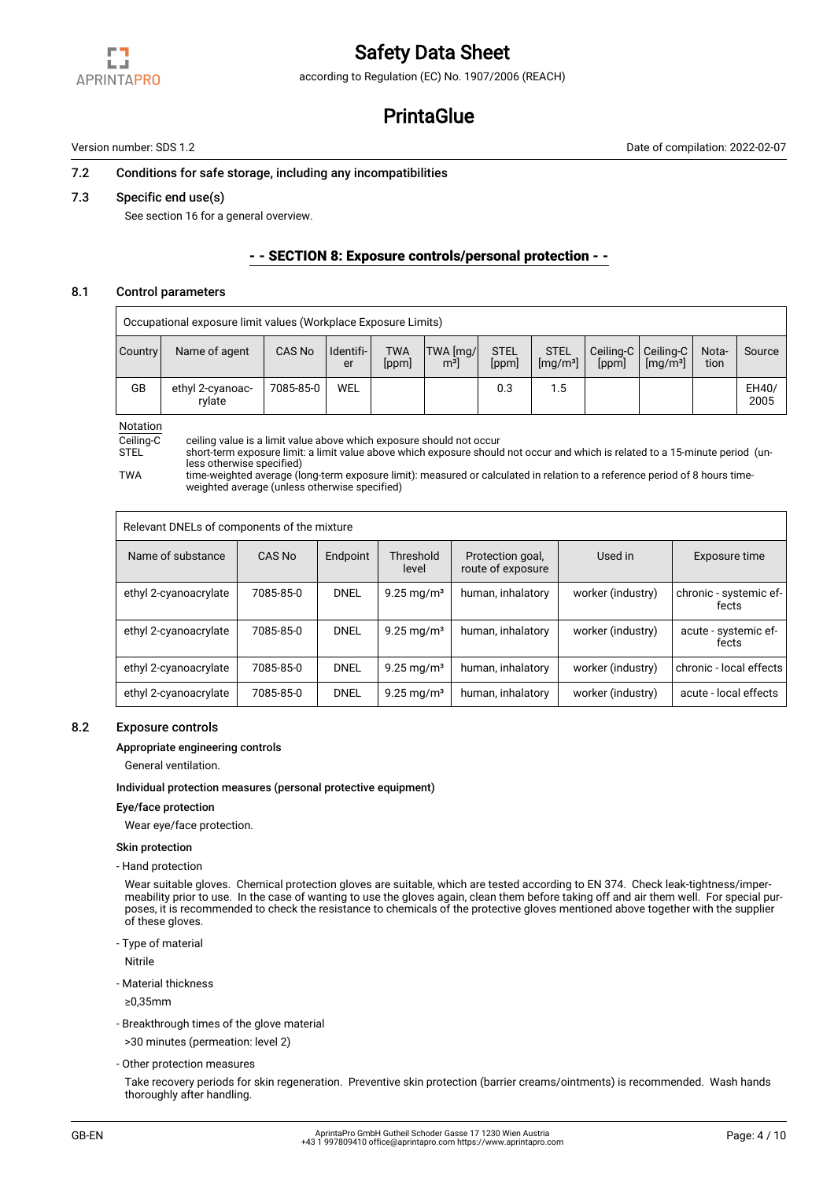### 7.2 Conditions for safe storage, including any incompatibilities

### 7.3 Specific end use(s)

See section 16 for a general overview.

## - - SECTION 8: Exposure controls/personal protection - -

### 8.1 Control parameters

Occupational exposure limit values (Workplace Exposure Limits)

| Country | Name of agent | CAS No | Identifier | TWA [ppm] | TWA [mg/m³] | STEL [ppm] | STEL [mg/m³] | Ceiling-C [ppm] | Ceiling-C [mg/m³] | Notation | Source |
|---|---|---|---|---|---|---|---|---|---|---|---|
| GB | ethyl 2-cyanoacrylate | 7085-85-0 | WEL | | | 0.3 | 1.5 | | | | EH40/2005 |

Notation

Ceiling-C ceiling value is a limit value above which exposure should not occur

STEL short-term exposure limit: a limit value above which exposure should not occur and which is related to a 15-minute period (unless otherwise specified)

TWA time-weighted average (long-term exposure limit): measured or calculated in relation to a reference period of 8 hours time-weighted average (unless otherwise specified)

Relevant DNELs of components of the mixture

| Name of substance | CAS No | Endpoint | Threshold level | Protection goal, route of exposure | Used in | Exposure time |
|---|---|---|---|---|---|---|
| ethyl 2-cyanoacrylate | 7085-85-0 | DNEL | 9.25 mg/m³ | human, inhalatory | worker (industry) | chronic - systemic effects |
| ethyl 2-cyanoacrylate | 7085-85-0 | DNEL | 9.25 mg/m³ | human, inhalatory | worker (industry) | acute - systemic effects |
| ethyl 2-cyanoacrylate | 7085-85-0 | DNEL | 9.25 mg/m³ | human, inhalatory | worker (industry) | chronic - local effects |
| ethyl 2-cyanoacrylate | 7085-85-0 | DNEL | 9.25 mg/m³ | human, inhalatory | worker (industry) | acute - local effects |

### 8.2 Exposure controls

**Appropriate engineering controls**

General ventilation.

**Individual protection measures (personal protective equipment)**

**Eye/face protection**

Wear eye/face protection.

**Skin protection**

- Hand protection

Wear suitable gloves. Chemical protection gloves are suitable, which are tested according to EN 374. Check leak-tightness/impermeability prior to use. In the case of wanting to use the gloves again, clean them before taking off and air them well. For special purposes, it is recommended to check the resistance to chemicals of the protective gloves mentioned above together with the supplier of these gloves.

- Type of material

Nitrile

- Material thickness

≥0,35mm

- Breakthrough times of the glove material

>30 minutes (permeation: level 2)

- Other protection measures

Take recovery periods for skin regeneration. Preventive skin protection (barrier creams/ointments) is recommended. Wash hands thoroughly after handling.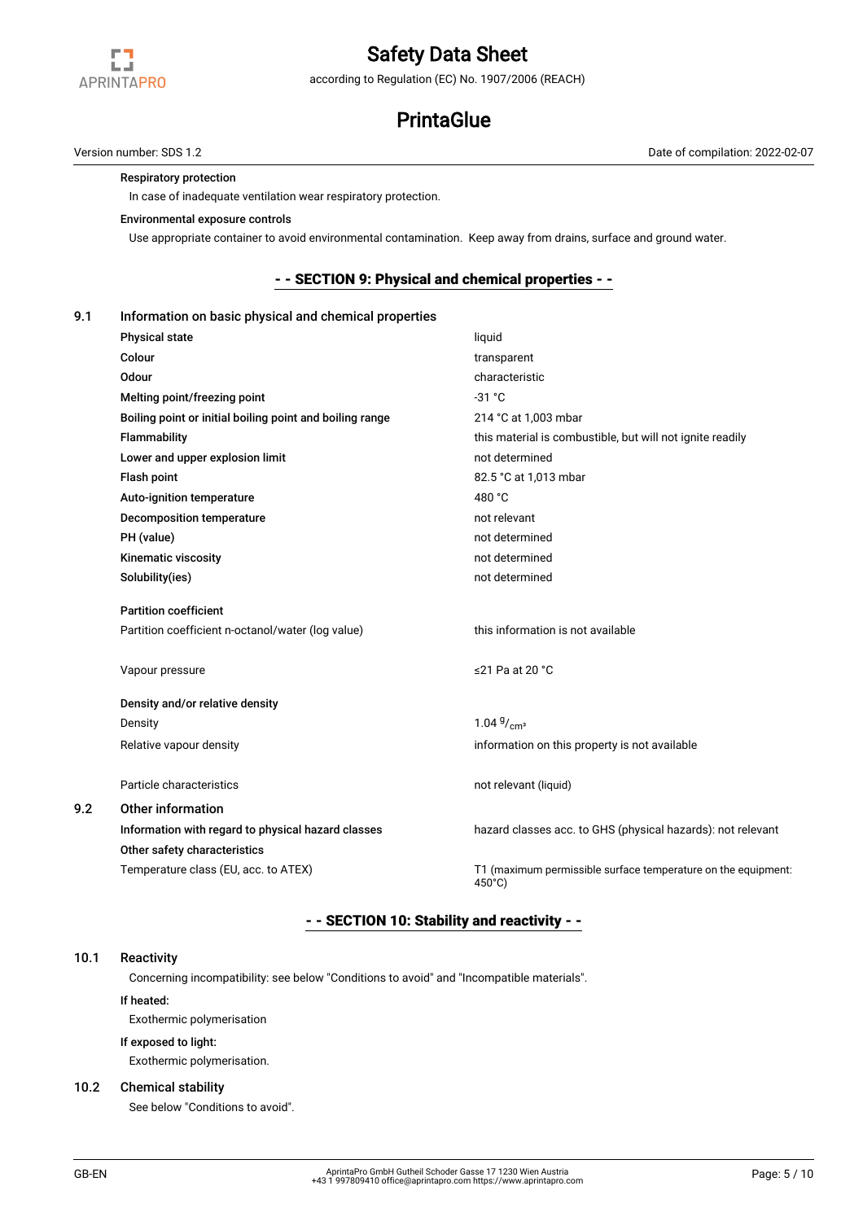**Respiratory protection**

In case of inadequate ventilation wear respiratory protection.

**Environmental exposure controls**

Use appropriate container to avoid environmental contamination. Keep away from drains, surface and ground water.

## - - SECTION 9: Physical and chemical properties - -

### 9.1 Information on basic physical and chemical properties

| | |
|---|---|
| **Physical state** | liquid |
| **Colour** | transparent |
| **Odour** | characteristic |
| **Melting point/freezing point** | -31 °C |
| **Boiling point or initial boiling point and boiling range** | 214 °C at 1,003 mbar |
| **Flammability** | this material is combustible, but will not ignite readily |
| **Lower and upper explosion limit** | not determined |
| **Flash point** | 82.5 °C at 1,013 mbar |
| **Auto-ignition temperature** | 480 °C |
| **Decomposition temperature** | not relevant |
| **PH (value)** | not determined |
| **Kinematic viscosity** | not determined |
| **Solubility(ies)** | not determined |
| **Partition coefficient** | |
| Partition coefficient n-octanol/water (log value) | this information is not available |
| Vapour pressure | ≤21 Pa at 20 °C |
| **Density and/or relative density** | |
| Density | 1.04 $^{g}/_{cm^3}$ |
| Relative vapour density | information on this property is not available |
| Particle characteristics | not relevant (liquid) |

### 9.2 Other information

| | |
|---|---|
| **Information with regard to physical hazard classes** | hazard classes acc. to GHS (physical hazards): not relevant |
| **Other safety characteristics** | |
| Temperature class (EU, acc. to ATEX) | T1 (maximum permissible surface temperature on the equipment: 450°C) |

## - - SECTION 10: Stability and reactivity - -

### 10.1 Reactivity

Concerning incompatibility: see below "Conditions to avoid" and "Incompatible materials".

**If heated:**

Exothermic polymerisation

**If exposed to light:**

Exothermic polymerisation.

### 10.2 Chemical stability

See below "Conditions to avoid".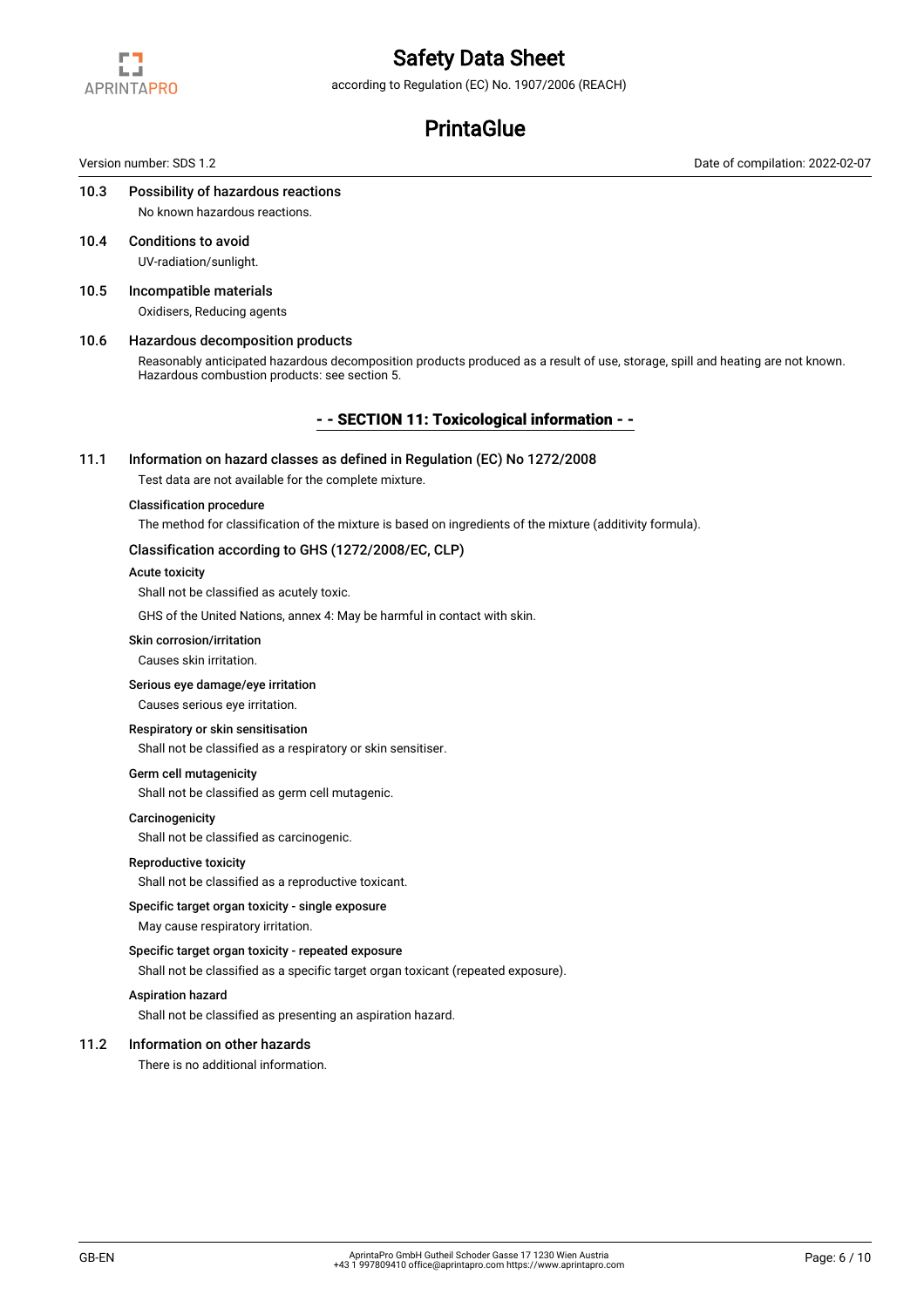### 10.3 Possibility of hazardous reactions

No known hazardous reactions.

### 10.4 Conditions to avoid

UV-radiation/sunlight.

### 10.5 Incompatible materials

Oxidisers, Reducing agents

### 10.6 Hazardous decomposition products

Reasonably anticipated hazardous decomposition products produced as a result of use, storage, spill and heating are not known. Hazardous combustion products: see section 5.

## - - SECTION 11: Toxicological information - -

### 11.1 Information on hazard classes as defined in Regulation (EC) No 1272/2008

Test data are not available for the complete mixture.

**Classification procedure**

The method for classification of the mixture is based on ingredients of the mixture (additivity formula).

#### Classification according to GHS (1272/2008/EC, CLP)

**Acute toxicity**

Shall not be classified as acutely toxic.

GHS of the United Nations, annex 4: May be harmful in contact with skin.

**Skin corrosion/irritation**

Causes skin irritation.

**Serious eye damage/eye irritation**

Causes serious eye irritation.

**Respiratory or skin sensitisation**

Shall not be classified as a respiratory or skin sensitiser.

**Germ cell mutagenicity**

Shall not be classified as germ cell mutagenic.

**Carcinogenicity**

Shall not be classified as carcinogenic.

**Reproductive toxicity**

Shall not be classified as a reproductive toxicant.

**Specific target organ toxicity - single exposure**

May cause respiratory irritation.

**Specific target organ toxicity - repeated exposure**

Shall not be classified as a specific target organ toxicant (repeated exposure).

**Aspiration hazard**

Shall not be classified as presenting an aspiration hazard.

### 11.2 Information on other hazards

There is no additional information.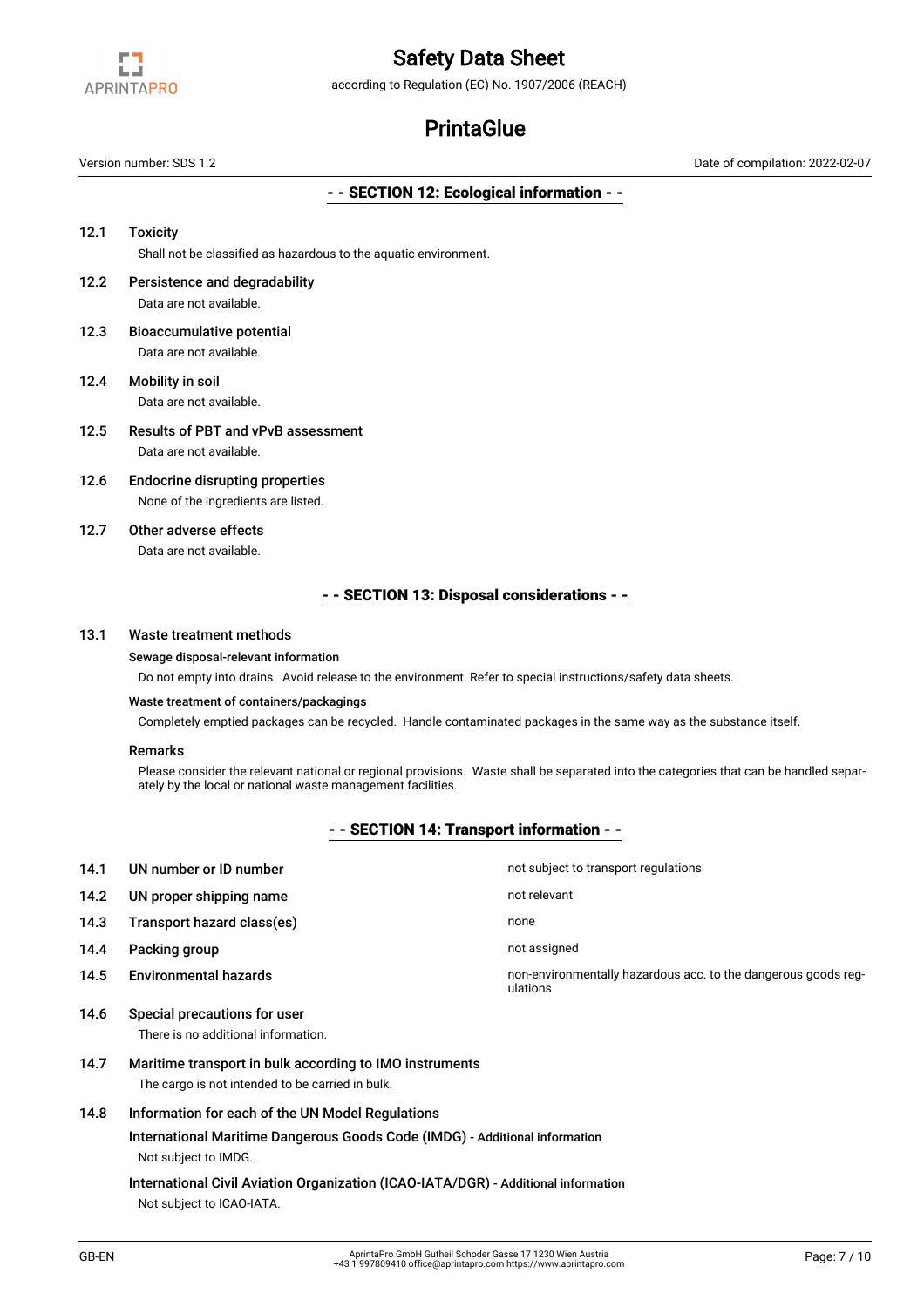## - - SECTION 12: Ecological information - -

### 12.1 Toxicity

Shall not be classified as hazardous to the aquatic environment.

### 12.2 Persistence and degradability

Data are not available.

### 12.3 Bioaccumulative potential

Data are not available.

### 12.4 Mobility in soil

Data are not available.

### 12.5 Results of PBT and vPvB assessment

Data are not available.

### 12.6 Endocrine disrupting properties

None of the ingredients are listed.

### 12.7 Other adverse effects

Data are not available.

## - - SECTION 13: Disposal considerations - -

### 13.1 Waste treatment methods

**Sewage disposal-relevant information**

Do not empty into drains. Avoid release to the environment. Refer to special instructions/safety data sheets.

**Waste treatment of containers/packagings**

Completely emptied packages can be recycled. Handle contaminated packages in the same way as the substance itself.

**Remarks**

Please consider the relevant national or regional provisions. Waste shall be separated into the categories that can be handled separately by the local or national waste management facilities.

## - - SECTION 14: Transport information - -

| | | |
|---|---|---|
| 14.1 | UN number or ID number | not subject to transport regulations |
| 14.2 | UN proper shipping name | not relevant |
| 14.3 | Transport hazard class(es) | none |
| 14.4 | Packing group | not assigned |
| 14.5 | Environmental hazards | non-environmentally hazardous acc. to the dangerous goods regulations |

### 14.6 Special precautions for user

There is no additional information.

### 14.7 Maritime transport in bulk according to IMO instruments

The cargo is not intended to be carried in bulk.

### 14.8 Information for each of the UN Model Regulations

**International Maritime Dangerous Goods Code (IMDG)** - Additional information

Not subject to IMDG.

**International Civil Aviation Organization (ICAO-IATA/DGR)** - Additional information

Not subject to ICAO-IATA.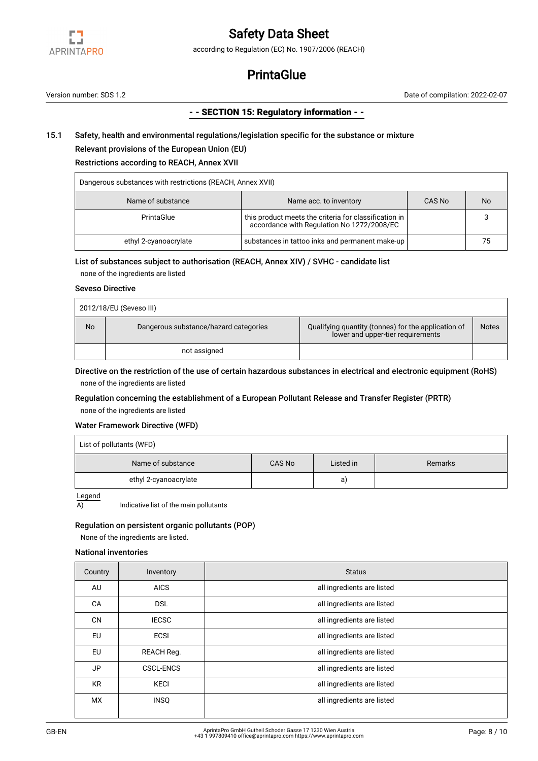## - - SECTION 15: Regulatory information - -

### 15.1 Safety, health and environmental regulations/legislation specific for the substance or mixture

**Relevant provisions of the European Union (EU)**

**Restrictions according to REACH, Annex XVII**

| Dangerous substances with restrictions (REACH, Annex XVII) | | | |
|---|---|---|---|
| Name of substance | Name acc. to inventory | CAS No | No |
| PrintaGlue | this product meets the criteria for classification in accordance with Regulation No 1272/2008/EC | | 3 |
| ethyl 2-cyanoacrylate | substances in tattoo inks and permanent make-up | | 75 |

**List of substances subject to authorisation (REACH, Annex XIV) / SVHC - candidate list**

none of the ingredients are listed

**Seveso Directive**

| 2012/18/EU (Seveso III) | | | |
|---|---|---|---|
| No | Dangerous substance/hazard categories | Qualifying quantity (tonnes) for the application of lower and upper-tier requirements | Notes |
| | not assigned | | |

**Directive on the restriction of the use of certain hazardous substances in electrical and electronic equipment (RoHS)**

none of the ingredients are listed

**Regulation concerning the establishment of a European Pollutant Release and Transfer Register (PRTR)**

none of the ingredients are listed

**Water Framework Directive (WFD)**

| List of pollutants (WFD) | | | |
|---|---|---|---|
| Name of substance | CAS No | Listed in | Remarks |
| ethyl 2-cyanoacrylate | | a) | |

Legend

A) Indicative list of the main pollutants

**Regulation on persistent organic pollutants (POP)**

None of the ingredients are listed.

**National inventories**

| Country | Inventory | Status |
|---|---|---|
| AU | AICS | all ingredients are listed |
| CA | DSL | all ingredients are listed |
| CN | IECSC | all ingredients are listed |
| EU | ECSI | all ingredients are listed |
| EU | REACH Reg. | all ingredients are listed |
| JP | CSCL-ENCS | all ingredients are listed |
| KR | KECI | all ingredients are listed |
| MX | INSQ | all ingredients are listed |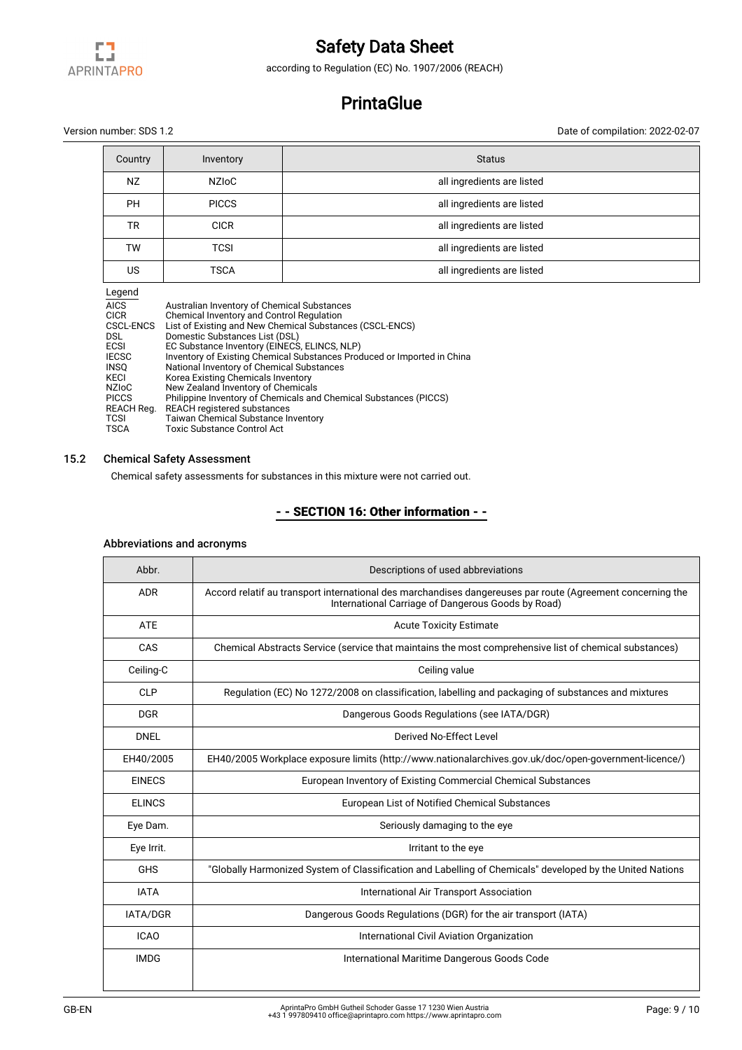| Country | Inventory | Status |
|---|---|---|
| NZ | NZIoC | all ingredients are listed |
| PH | PICCS | all ingredients are listed |
| TR | CICR | all ingredients are listed |
| TW | TCSI | all ingredients are listed |
| US | TSCA | all ingredients are listed |

Legend

| | |
|---|---|
| AICS | Australian Inventory of Chemical Substances |
| CICR | Chemical Inventory and Control Regulation |
| CSCL-ENCS | List of Existing and New Chemical Substances (CSCL-ENCS) |
| DSL | Domestic Substances List (DSL) |
| ECSI | EC Substance Inventory (EINECS, ELINCS, NLP) |
| IECSC | Inventory of Existing Chemical Substances Produced or Imported in China |
| INSQ | National Inventory of Chemical Substances |
| KECI | Korea Existing Chemicals Inventory |
| NZIoC | New Zealand Inventory of Chemicals |
| PICCS | Philippine Inventory of Chemicals and Chemical Substances (PICCS) |
| REACH Reg. | REACH registered substances |
| TCSI | Taiwan Chemical Substance Inventory |
| TSCA | Toxic Substance Control Act |

## 15.2 Chemical Safety Assessment

Chemical safety assessments for substances in this mixture were not carried out.

## - - SECTION 16: Other information - -

### Abbreviations and acronyms

| Abbr. | Descriptions of used abbreviations |
|---|---|
| ADR | Accord relatif au transport international des marchandises dangereuses par route (Agreement concerning the International Carriage of Dangerous Goods by Road) |
| ATE | Acute Toxicity Estimate |
| CAS | Chemical Abstracts Service (service that maintains the most comprehensive list of chemical substances) |
| Ceiling-C | Ceiling value |
| CLP | Regulation (EC) No 1272/2008 on classification, labelling and packaging of substances and mixtures |
| DGR | Dangerous Goods Regulations (see IATA/DGR) |
| DNEL | Derived No-Effect Level |
| EH40/2005 | EH40/2005 Workplace exposure limits (http://www.nationalarchives.gov.uk/doc/open-government-licence/) |
| EINECS | European Inventory of Existing Commercial Chemical Substances |
| ELINCS | European List of Notified Chemical Substances |
| Eye Dam. | Seriously damaging to the eye |
| Eye Irrit. | Irritant to the eye |
| GHS | "Globally Harmonized System of Classification and Labelling of Chemicals" developed by the United Nations |
| IATA | International Air Transport Association |
| IATA/DGR | Dangerous Goods Regulations (DGR) for the air transport (IATA) |
| ICAO | International Civil Aviation Organization |
| IMDG | International Maritime Dangerous Goods Code |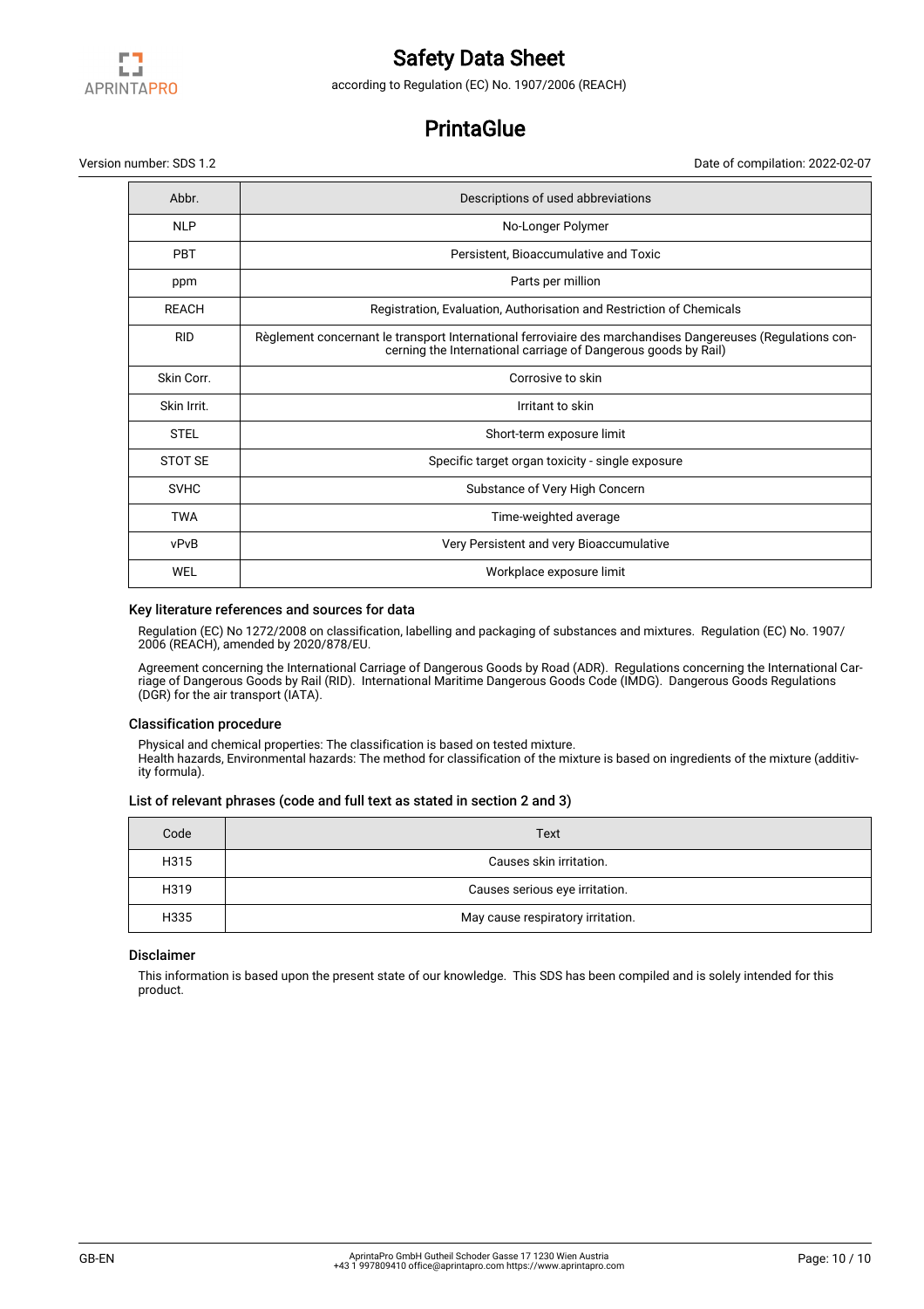| Abbr. | Descriptions of used abbreviations |
|---|---|
| NLP | No-Longer Polymer |
| PBT | Persistent, Bioaccumulative and Toxic |
| ppm | Parts per million |
| REACH | Registration, Evaluation, Authorisation and Restriction of Chemicals |
| RID | Règlement concernant le transport International ferroviaire des marchandises Dangereuses (Regulations concerning the International carriage of Dangerous goods by Rail) |
| Skin Corr. | Corrosive to skin |
| Skin Irrit. | Irritant to skin |
| STEL | Short-term exposure limit |
| STOT SE | Specific target organ toxicity - single exposure |
| SVHC | Substance of Very High Concern |
| TWA | Time-weighted average |
| vPvB | Very Persistent and very Bioaccumulative |
| WEL | Workplace exposure limit |

### Key literature references and sources for data

Regulation (EC) No 1272/2008 on classification, labelling and packaging of substances and mixtures. Regulation (EC) No. 1907/2006 (REACH), amended by 2020/878/EU.

Agreement concerning the International Carriage of Dangerous Goods by Road (ADR). Regulations concerning the International Carriage of Dangerous Goods by Rail (RID). International Maritime Dangerous Goods Code (IMDG). Dangerous Goods Regulations (DGR) for the air transport (IATA).

### Classification procedure

Physical and chemical properties: The classification is based on tested mixture.
Health hazards, Environmental hazards: The method for classification of the mixture is based on ingredients of the mixture (additivity formula).

### List of relevant phrases (code and full text as stated in section 2 and 3)

| Code | Text |
|---|---|
| H315 | Causes skin irritation. |
| H319 | Causes serious eye irritation. |
| H335 | May cause respiratory irritation. |

### Disclaimer

This information is based upon the present state of our knowledge. This SDS has been compiled and is solely intended for this product.